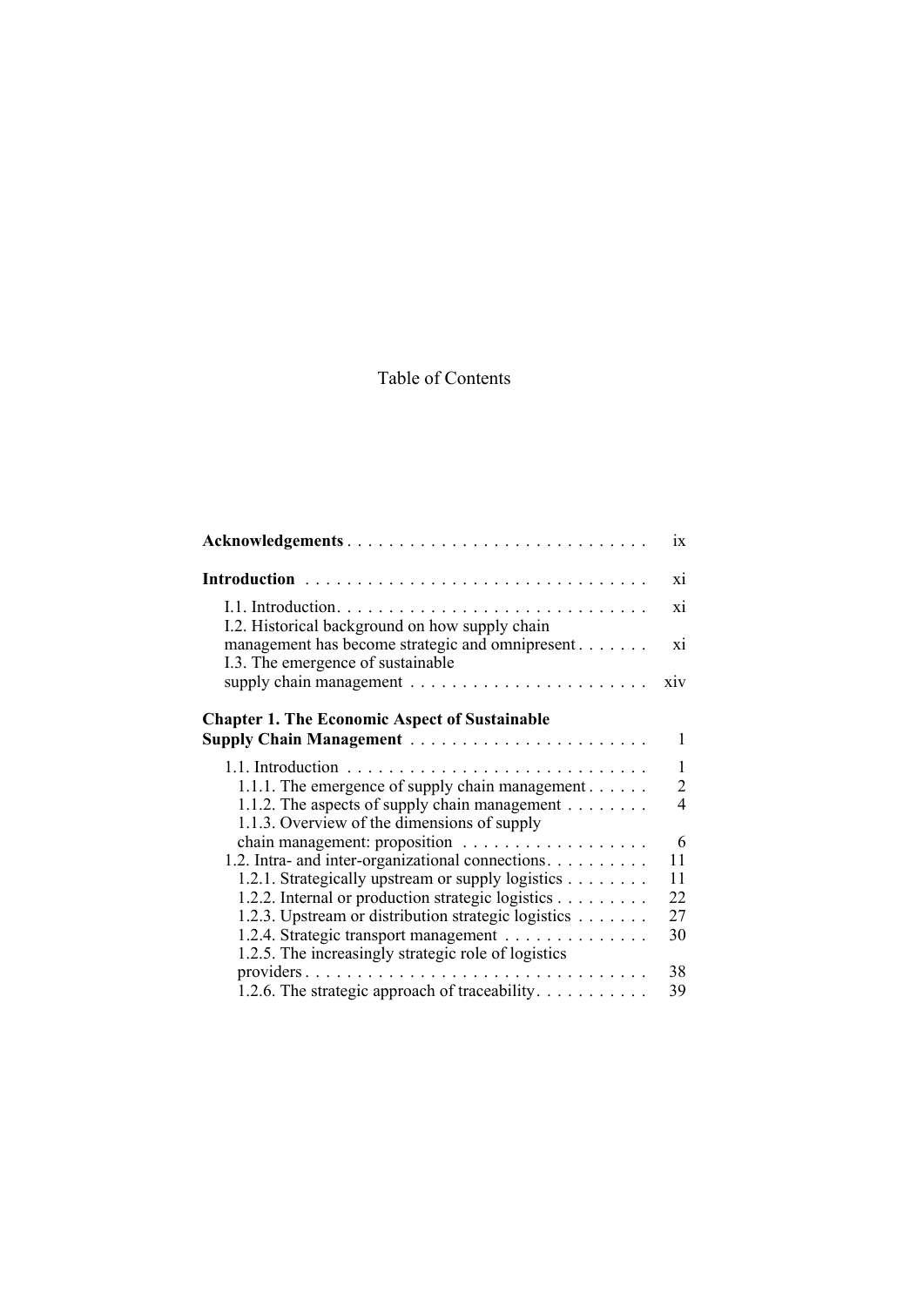# Table of Contents

**Acknowledgements** . . . . . . . . . . . . . . . . . . . . . . . . . . . . . ix

**Introduction** . . . . . . . . . . . . . . . . . . . . . . . . . . . . . . . . xi

- I.1. Introduction . . . . . . . . . . . . . . . . . . . . . . . . . . . . . . xi
- I.2. Historical background on how supply chain management has become strategic and omnipresent . . . . . . . xi
- I.3. The emergence of sustainable supply chain management . . . . . . . . . . . . . . . . . . . . . . . xiv

**Chapter 1. The Economic Aspect of Sustainable Supply Chain Management** . . . . . . . . . . . . . . . . . . . . . . . 1

- 1.1. Introduction . . . . . . . . . . . . . . . . . . . . . . . . . . . . . 1
  - 1.1.1. The emergence of supply chain management . . . . . . 2
  - 1.1.2. The aspects of supply chain management . . . . . . . . 4
  - 1.1.3. Overview of the dimensions of supply chain management: proposition . . . . . . . . . . . . . . . . . . 6
- 1.2. Intra- and inter-organizational connections . . . . . . . . . . 11
  - 1.2.1. Strategically upstream or supply logistics . . . . . . . . 11
  - 1.2.2. Internal or production strategic logistics . . . . . . . . . 22
  - 1.2.3. Upstream or distribution strategic logistics . . . . . . . 27
  - 1.2.4. Strategic transport management . . . . . . . . . . . . . . 30
  - 1.2.5. The increasingly strategic role of logistics providers . . . . . . . . . . . . . . . . . . . . . . . . . . . . . . . . . 38
  - 1.2.6. The strategic approach of traceability . . . . . . . . . . . 39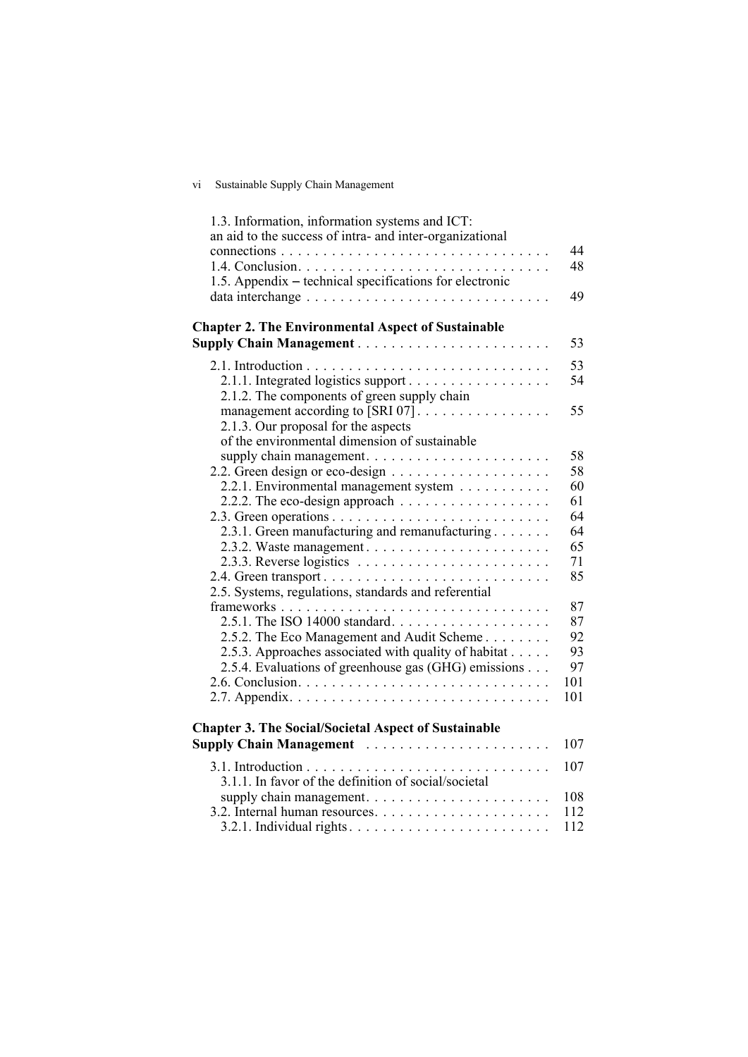1.3. Information, information systems and ICT: an aid to the success of intra- and inter-organizational connections . . . . . . . . . . 44
1.4. Conclusion. . . . . . . . . . 48
1.5. Appendix – technical specifications for electronic data interchange . . . . . . . . . . 49

**Chapter 2. The Environmental Aspect of Sustainable Supply Chain Management** . . . . . . . . . . 53

2.1. Introduction . . . . . . . . . . 53
2.1.1. Integrated logistics support . . . . . . . . . . 54
2.1.2. The components of green supply chain management according to [SRI 07] . . . . . . . . . . 55
2.1.3. Our proposal for the aspects of the environmental dimension of sustainable supply chain management. . . . . . . . . . . 58
2.2. Green design or eco-design . . . . . . . . . . 58
2.2.1. Environmental management system . . . . . . . . . . 60
2.2.2. The eco-design approach . . . . . . . . . . 61
2.3. Green operations . . . . . . . . . . 64
2.3.1. Green manufacturing and remanufacturing . . . . . . . . . . 64
2.3.2. Waste management . . . . . . . . . . 65
2.3.3. Reverse logistics . . . . . . . . . . 71
2.4. Green transport . . . . . . . . . . 85
2.5. Systems, regulations, standards and referential frameworks . . . . . . . . . . 87
2.5.1. The ISO 14000 standard . . . . . . . . . . 87
2.5.2. The Eco Management and Audit Scheme . . . . . . . . . . 92
2.5.3. Approaches associated with quality of habitat . . . . . . . . . . 93
2.5.4. Evaluations of greenhouse gas (GHG) emissions . . . . . . . . . . 97
2.6. Conclusion. . . . . . . . . . . 101
2.7. Appendix. . . . . . . . . . . 101

**Chapter 3. The Social/Societal Aspect of Sustainable Supply Chain Management** . . . . . . . . . . 107

3.1. Introduction . . . . . . . . . . 107
3.1.1. In favor of the definition of social/societal supply chain management. . . . . . . . . . . 108
3.2. Internal human resources. . . . . . . . . . . 112
3.2.1. Individual rights . . . . . . . . . . 112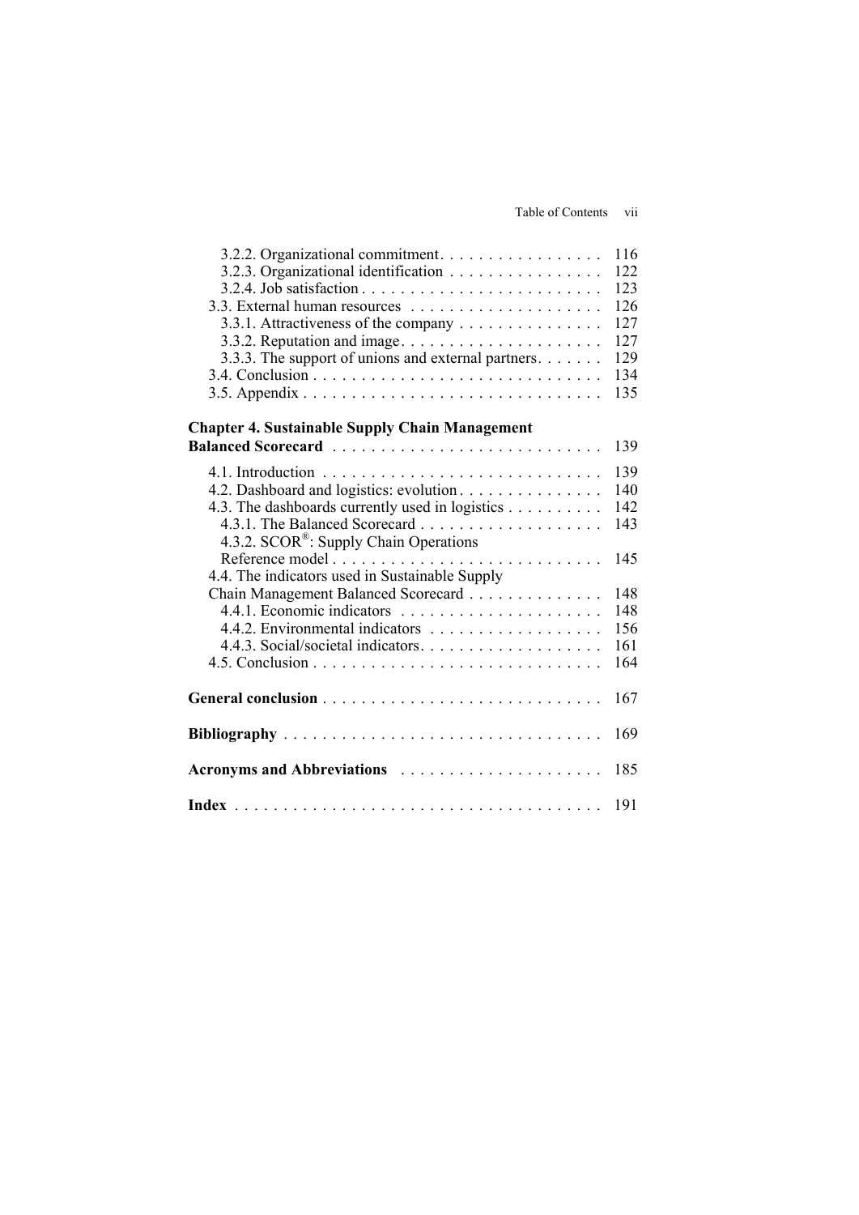3.2.2. Organizational commitment . . . . . . . . . . . . . . . . . 116
3.2.3. Organizational identification . . . . . . . . . . . . . . . . 122
3.2.4. Job satisfaction . . . . . . . . . . . . . . . . . . . . . . . . . 123
3.3. External human resources . . . . . . . . . . . . . . . . . . . . 126
3.3.1. Attractiveness of the company . . . . . . . . . . . . . . . 127
3.3.2. Reputation and image . . . . . . . . . . . . . . . . . . . . . 127
3.3.3. The support of unions and external partners . . . . . . . 129
3.4. Conclusion . . . . . . . . . . . . . . . . . . . . . . . . . . . . . . 134
3.5. Appendix . . . . . . . . . . . . . . . . . . . . . . . . . . . . . . . 135

**Chapter 4. Sustainable Supply Chain Management Balanced Scorecard** . . . . . . . . . . . . . . . . . . . . . . . . . . . . 139

4.1. Introduction . . . . . . . . . . . . . . . . . . . . . . . . . . . . . 139
4.2. Dashboard and logistics: evolution . . . . . . . . . . . . . . . 140
4.3. The dashboards currently used in logistics . . . . . . . . . . 142
4.3.1. The Balanced Scorecard . . . . . . . . . . . . . . . . . . . 143
4.3.2. SCOR®: Supply Chain Operations Reference model . . . . . . . . . . . . . . . . . . . . . . . . . . . . 145
4.4. The indicators used in Sustainable Supply Chain Management Balanced Scorecard . . . . . . . . . . . . . . 148
4.4.1. Economic indicators . . . . . . . . . . . . . . . . . . . . . 148
4.4.2. Environmental indicators . . . . . . . . . . . . . . . . . . 156
4.4.3. Social/societal indicators . . . . . . . . . . . . . . . . . . . 161
4.5. Conclusion . . . . . . . . . . . . . . . . . . . . . . . . . . . . . . 164

**General conclusion** . . . . . . . . . . . . . . . . . . . . . . . . . . . . 167

**Bibliography** . . . . . . . . . . . . . . . . . . . . . . . . . . . . . . . . 169

**Acronyms and Abbreviations** . . . . . . . . . . . . . . . . . . . . . 185

**Index** . . . . . . . . . . . . . . . . . . . . . . . . . . . . . . . . . . . . . 191